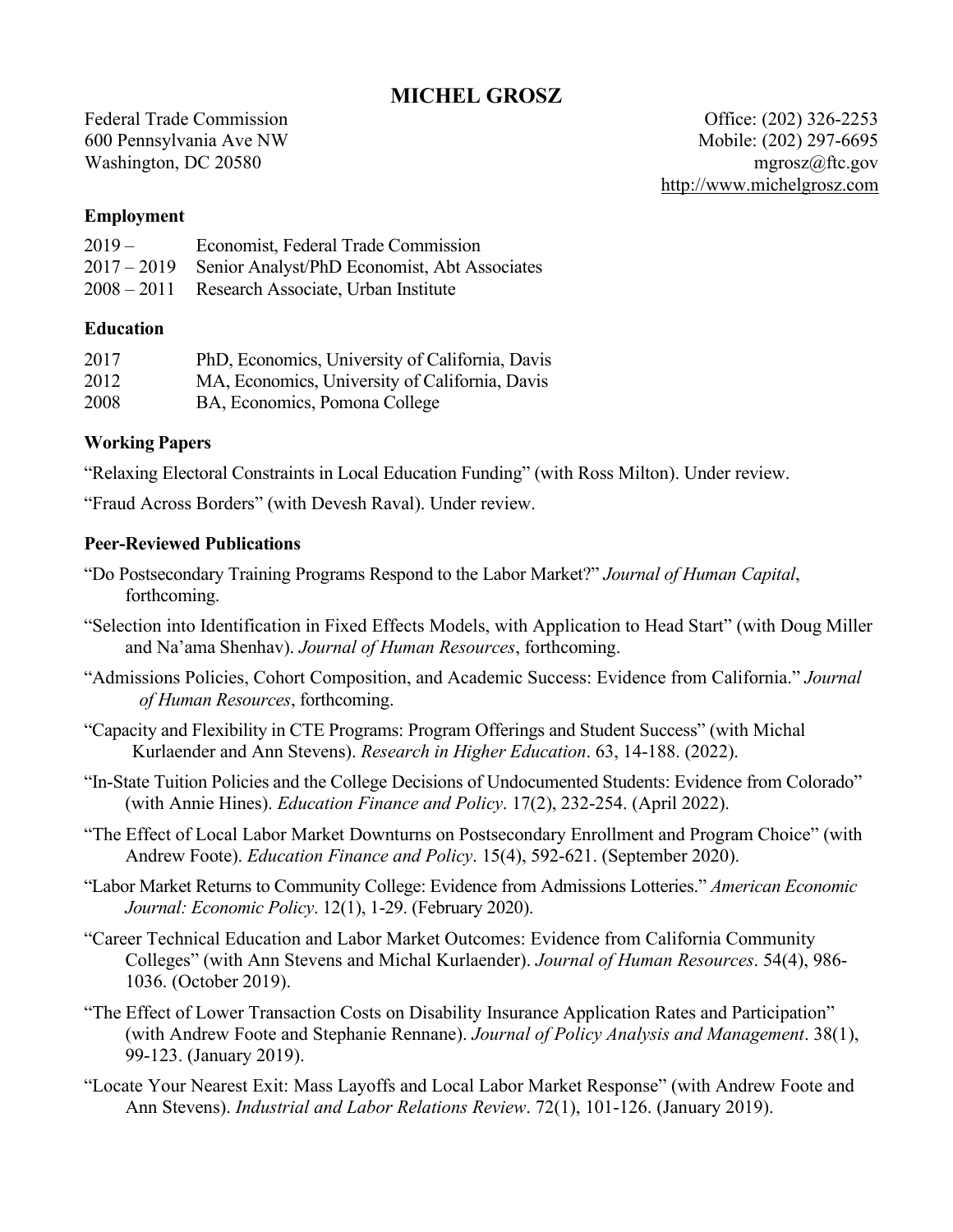# MICHEL GROSZ

Federal Trade Commission
600 Pennsylvania Ave NW
Washington, DC 20580

Office: (202) 326-2253
Mobile: (202) 297-6695
mgrosz@ftc.gov
http://www.michelgrosz.com

## Employment

| | |
|---|---|
| 2019 – | Economist, Federal Trade Commission |
| 2017 – 2019 | Senior Analyst/PhD Economist, Abt Associates |
| 2008 – 2011 | Research Associate, Urban Institute |

## Education

| | |
|---|---|
| 2017 | PhD, Economics, University of California, Davis |
| 2012 | MA, Economics, University of California, Davis |
| 2008 | BA, Economics, Pomona College |

## Working Papers

"Relaxing Electoral Constraints in Local Education Funding" (with Ross Milton). Under review.

"Fraud Across Borders" (with Devesh Raval). Under review.

## Peer-Reviewed Publications

"Do Postsecondary Training Programs Respond to the Labor Market?" *Journal of Human Capital*, forthcoming.

"Selection into Identification in Fixed Effects Models, with Application to Head Start" (with Doug Miller and Na'ama Shenhav). *Journal of Human Resources*, forthcoming.

"Admissions Policies, Cohort Composition, and Academic Success: Evidence from California." *Journal of Human Resources*, forthcoming.

"Capacity and Flexibility in CTE Programs: Program Offerings and Student Success" (with Michal Kurlaender and Ann Stevens). *Research in Higher Education*. 63, 14-188. (2022).

"In-State Tuition Policies and the College Decisions of Undocumented Students: Evidence from Colorado" (with Annie Hines). *Education Finance and Policy*. 17(2), 232-254. (April 2022).

"The Effect of Local Labor Market Downturns on Postsecondary Enrollment and Program Choice" (with Andrew Foote). *Education Finance and Policy*. 15(4), 592-621. (September 2020).

"Labor Market Returns to Community College: Evidence from Admissions Lotteries." *American Economic Journal: Economic Policy*. 12(1), 1-29. (February 2020).

"Career Technical Education and Labor Market Outcomes: Evidence from California Community Colleges" (with Ann Stevens and Michal Kurlaender). *Journal of Human Resources*. 54(4), 986-1036. (October 2019).

"The Effect of Lower Transaction Costs on Disability Insurance Application Rates and Participation" (with Andrew Foote and Stephanie Rennane). *Journal of Policy Analysis and Management*. 38(1), 99-123. (January 2019).

"Locate Your Nearest Exit: Mass Layoffs and Local Labor Market Response" (with Andrew Foote and Ann Stevens). *Industrial and Labor Relations Review*. 72(1), 101-126. (January 2019).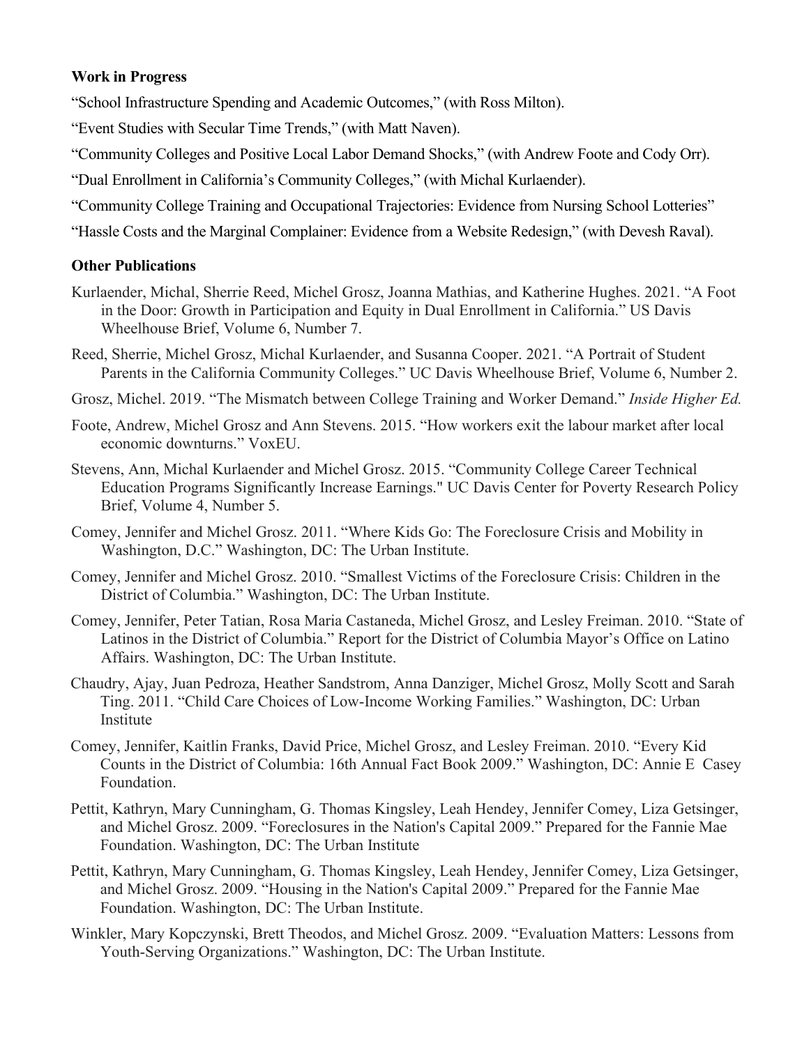**Work in Progress**

"School Infrastructure Spending and Academic Outcomes," (with Ross Milton).

"Event Studies with Secular Time Trends," (with Matt Naven).

"Community Colleges and Positive Local Labor Demand Shocks," (with Andrew Foote and Cody Orr).

"Dual Enrollment in California's Community Colleges," (with Michal Kurlaender).

"Community College Training and Occupational Trajectories: Evidence from Nursing School Lotteries"

"Hassle Costs and the Marginal Complainer: Evidence from a Website Redesign," (with Devesh Raval).

**Other Publications**

Kurlaender, Michal, Sherrie Reed, Michel Grosz, Joanna Mathias, and Katherine Hughes. 2021. "A Foot in the Door: Growth in Participation and Equity in Dual Enrollment in California." US Davis Wheelhouse Brief, Volume 6, Number 7.

Reed, Sherrie, Michel Grosz, Michal Kurlaender, and Susanna Cooper. 2021. "A Portrait of Student Parents in the California Community Colleges." UC Davis Wheelhouse Brief, Volume 6, Number 2.

Grosz, Michel. 2019. "The Mismatch between College Training and Worker Demand." *Inside Higher Ed.*

Foote, Andrew, Michel Grosz and Ann Stevens. 2015. "How workers exit the labour market after local economic downturns." VoxEU.

Stevens, Ann, Michal Kurlaender and Michel Grosz. 2015. "Community College Career Technical Education Programs Significantly Increase Earnings." UC Davis Center for Poverty Research Policy Brief, Volume 4, Number 5.

Comey, Jennifer and Michel Grosz. 2011. "Where Kids Go: The Foreclosure Crisis and Mobility in Washington, D.C." Washington, DC: The Urban Institute.

Comey, Jennifer and Michel Grosz. 2010. "Smallest Victims of the Foreclosure Crisis: Children in the District of Columbia." Washington, DC: The Urban Institute.

Comey, Jennifer, Peter Tatian, Rosa Maria Castaneda, Michel Grosz, and Lesley Freiman. 2010. "State of Latinos in the District of Columbia." Report for the District of Columbia Mayor's Office on Latino Affairs. Washington, DC: The Urban Institute.

Chaudry, Ajay, Juan Pedroza, Heather Sandstrom, Anna Danziger, Michel Grosz, Molly Scott and Sarah Ting. 2011. "Child Care Choices of Low-Income Working Families." Washington, DC: Urban Institute

Comey, Jennifer, Kaitlin Franks, David Price, Michel Grosz, and Lesley Freiman. 2010. "Every Kid Counts in the District of Columbia: 16th Annual Fact Book 2009." Washington, DC: Annie E Casey Foundation.

Pettit, Kathryn, Mary Cunningham, G. Thomas Kingsley, Leah Hendey, Jennifer Comey, Liza Getsinger, and Michel Grosz. 2009. "Foreclosures in the Nation's Capital 2009." Prepared for the Fannie Mae Foundation. Washington, DC: The Urban Institute

Pettit, Kathryn, Mary Cunningham, G. Thomas Kingsley, Leah Hendey, Jennifer Comey, Liza Getsinger, and Michel Grosz. 2009. "Housing in the Nation's Capital 2009." Prepared for the Fannie Mae Foundation. Washington, DC: The Urban Institute.

Winkler, Mary Kopczynski, Brett Theodos, and Michel Grosz. 2009. "Evaluation Matters: Lessons from Youth-Serving Organizations." Washington, DC: The Urban Institute.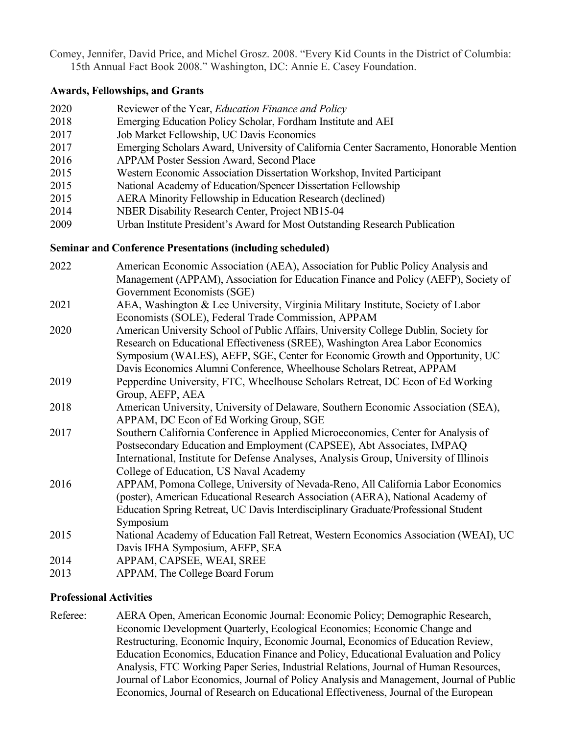Comey, Jennifer, David Price, and Michel Grosz. 2008. "Every Kid Counts in the District of Columbia: 15th Annual Fact Book 2008." Washington, DC: Annie E. Casey Foundation.

## Awards, Fellowships, and Grants

2020 Reviewer of the Year, *Education Finance and Policy*
2018 Emerging Education Policy Scholar, Fordham Institute and AEI
2017 Job Market Fellowship, UC Davis Economics
2017 Emerging Scholars Award, University of California Center Sacramento, Honorable Mention
2016 APPAM Poster Session Award, Second Place
2015 Western Economic Association Dissertation Workshop, Invited Participant
2015 National Academy of Education/Spencer Dissertation Fellowship
2015 AERA Minority Fellowship in Education Research (declined)
2014 NBER Disability Research Center, Project NB15-04
2009 Urban Institute President's Award for Most Outstanding Research Publication

## Seminar and Conference Presentations (including scheduled)

2022 American Economic Association (AEA), Association for Public Policy Analysis and Management (APPAM), Association for Education Finance and Policy (AEFP), Society of Government Economists (SGE)
2021 AEA, Washington & Lee University, Virginia Military Institute, Society of Labor Economists (SOLE), Federal Trade Commission, APPAM
2020 American University School of Public Affairs, University College Dublin, Society for Research on Educational Effectiveness (SREE), Washington Area Labor Economics Symposium (WALES), AEFP, SGE, Center for Economic Growth and Opportunity, UC Davis Economics Alumni Conference, Wheelhouse Scholars Retreat, APPAM
2019 Pepperdine University, FTC, Wheelhouse Scholars Retreat, DC Econ of Ed Working Group, AEFP, AEA
2018 American University, University of Delaware, Southern Economic Association (SEA), APPAM, DC Econ of Ed Working Group, SGE
2017 Southern California Conference in Applied Microeconomics, Center for Analysis of Postsecondary Education and Employment (CAPSEE), Abt Associates, IMPAQ International, Institute for Defense Analyses, Analysis Group, University of Illinois College of Education, US Naval Academy
2016 APPAM, Pomona College, University of Nevada-Reno, All California Labor Economics (poster), American Educational Research Association (AERA), National Academy of Education Spring Retreat, UC Davis Interdisciplinary Graduate/Professional Student Symposium
2015 National Academy of Education Fall Retreat, Western Economics Association (WEAI), UC Davis IFHA Symposium, AEFP, SEA
2014 APPAM, CAPSEE, WEAI, SREE
2013 APPAM, The College Board Forum

## Professional Activities

Referee: AERA Open, American Economic Journal: Economic Policy; Demographic Research, Economic Development Quarterly, Ecological Economics; Economic Change and Restructuring, Economic Inquiry, Economic Journal, Economics of Education Review, Education Economics, Education Finance and Policy, Educational Evaluation and Policy Analysis, FTC Working Paper Series, Industrial Relations, Journal of Human Resources, Journal of Labor Economics, Journal of Policy Analysis and Management, Journal of Public Economics, Journal of Research on Educational Effectiveness, Journal of the European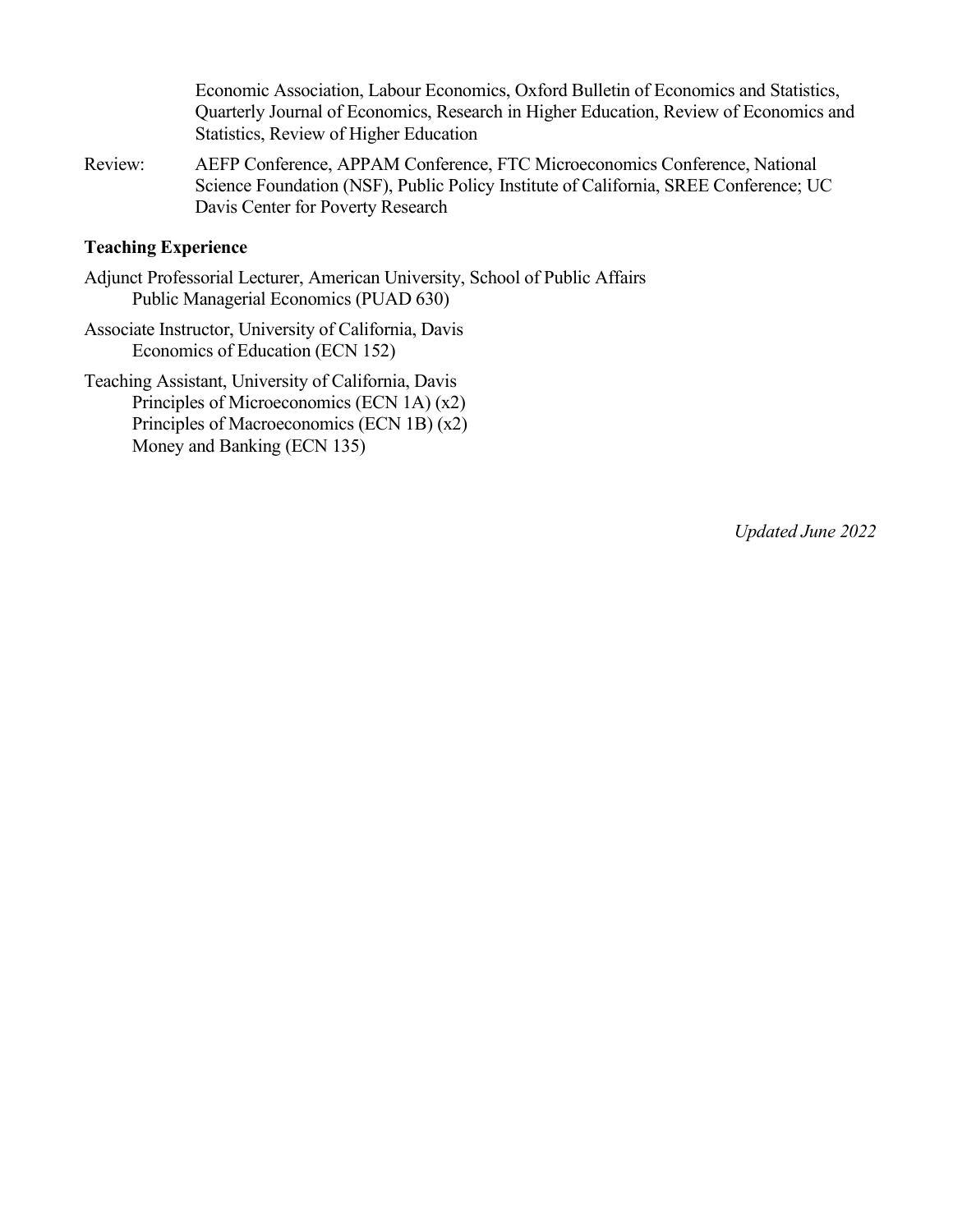Economic Association, Labour Economics, Oxford Bulletin of Economics and Statistics, Quarterly Journal of Economics, Research in Higher Education, Review of Economics and Statistics, Review of Higher Education

Review: AEFP Conference, APPAM Conference, FTC Microeconomics Conference, National Science Foundation (NSF), Public Policy Institute of California, SREE Conference; UC Davis Center for Poverty Research

**Teaching Experience**

Adjunct Professorial Lecturer, American University, School of Public Affairs
  Public Managerial Economics (PUAD 630)

Associate Instructor, University of California, Davis
  Economics of Education (ECN 152)

Teaching Assistant, University of California, Davis
  Principles of Microeconomics (ECN 1A) (x2)
  Principles of Macroeconomics (ECN 1B) (x2)
  Money and Banking (ECN 135)

*Updated June 2022*